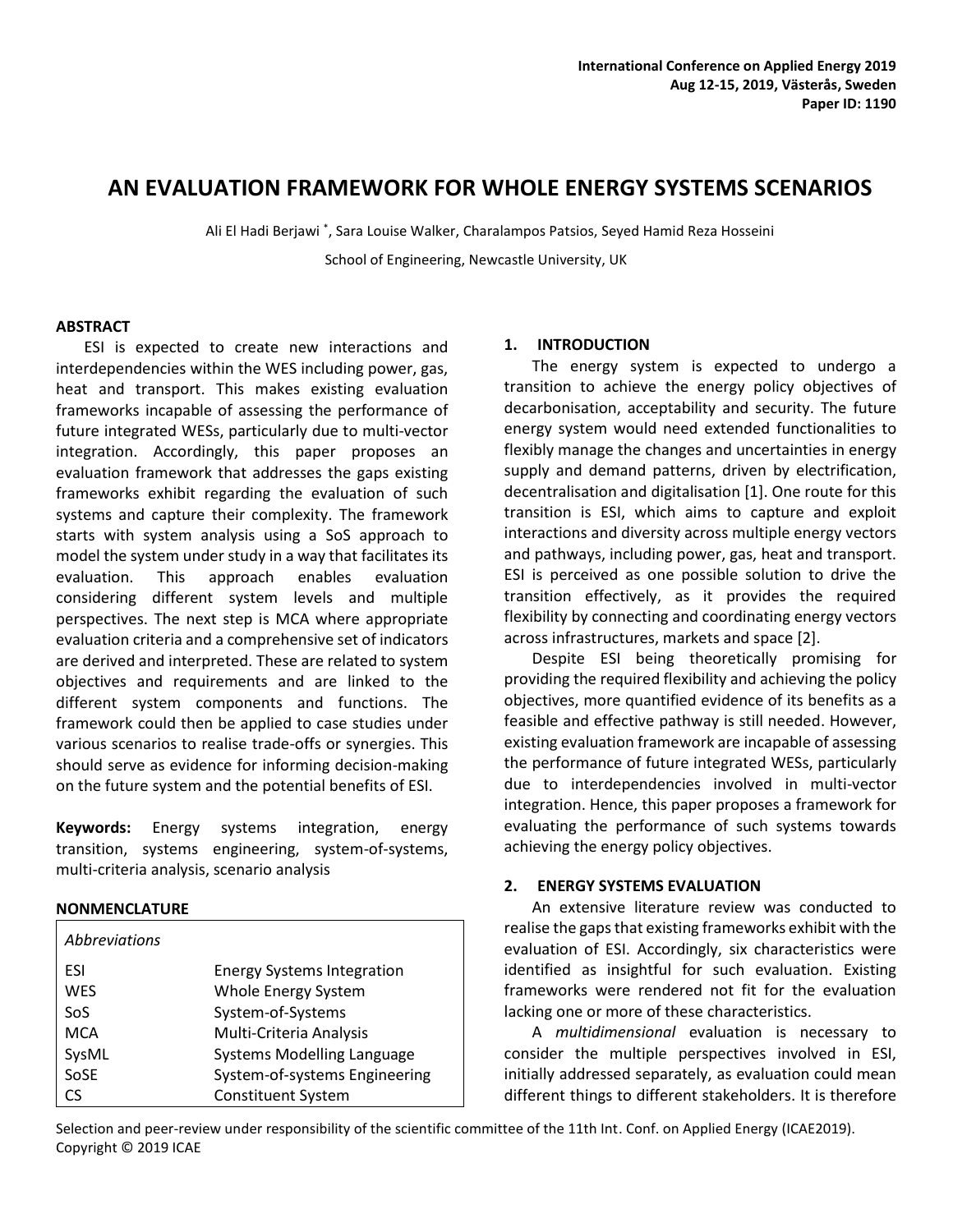# AN EVALUATION FRAMEWORK FOR WHOLE ENERGY SYSTEMS SCENARIOS

Ali El Hadi Berjawi *, Sara Louise Walker, Charalampos Patsios, Seyed Hamid Reza Hosseini

School of Engineering, Newcastle University, UK

## ABSTRACT

ESI is expected to create new interactions and interdependencies within the WES including power, gas, heat and transport. This makes existing evaluation frameworks incapable of assessing the performance of future integrated WESs, particularly due to multi-vector integration. Accordingly, this paper proposes an evaluation framework that addresses the gaps existing frameworks exhibit regarding the evaluation of such systems and capture their complexity. The framework starts with system analysis using a SoS approach to model the system under study in a way that facilitates its evaluation. This approach enables evaluation considering different system levels and multiple perspectives. The next step is MCA where appropriate evaluation criteria and a comprehensive set of indicators are derived and interpreted. These are related to system objectives and requirements and are linked to the different system components and functions. The framework could then be applied to case studies under various scenarios to realise trade-offs or synergies. This should serve as evidence for informing decision-making on the future system and the potential benefits of ESI.

**Keywords:** Energy systems integration, energy transition, systems engineering, system-of-systems, multi-criteria analysis, scenario analysis

## NONMENCLATURE

| *Abbreviations* | |
|---|---|
| ESI | Energy Systems Integration |
| WES | Whole Energy System |
| SoS | System-of-Systems |
| MCA | Multi-Criteria Analysis |
| SysML | Systems Modelling Language |
| SoSE | System-of-systems Engineering |
| CS | Constituent System |

## 1. INTRODUCTION

The energy system is expected to undergo a transition to achieve the energy policy objectives of decarbonisation, acceptability and security. The future energy system would need extended functionalities to flexibly manage the changes and uncertainties in energy supply and demand patterns, driven by electrification, decentralisation and digitalisation [1]. One route for this transition is ESI, which aims to capture and exploit interactions and diversity across multiple energy vectors and pathways, including power, gas, heat and transport. ESI is perceived as one possible solution to drive the transition effectively, as it provides the required flexibility by connecting and coordinating energy vectors across infrastructures, markets and space [2].

Despite ESI being theoretically promising for providing the required flexibility and achieving the policy objectives, more quantified evidence of its benefits as a feasible and effective pathway is still needed. However, existing evaluation framework are incapable of assessing the performance of future integrated WESs, particularly due to interdependencies involved in multi-vector integration. Hence, this paper proposes a framework for evaluating the performance of such systems towards achieving the energy policy objectives.

## 2. ENERGY SYSTEMS EVALUATION

An extensive literature review was conducted to realise the gaps that existing frameworks exhibit with the evaluation of ESI. Accordingly, six characteristics were identified as insightful for such evaluation. Existing frameworks were rendered not fit for the evaluation lacking one or more of these characteristics.

A *multidimensional* evaluation is necessary to consider the multiple perspectives involved in ESI, initially addressed separately, as evaluation could mean different things to different stakeholders. It is therefore

Selection and peer-review under responsibility of the scientific committee of the 11th Int. Conf. on Applied Energy (ICAE2019).
Copyright © 2019 ICAE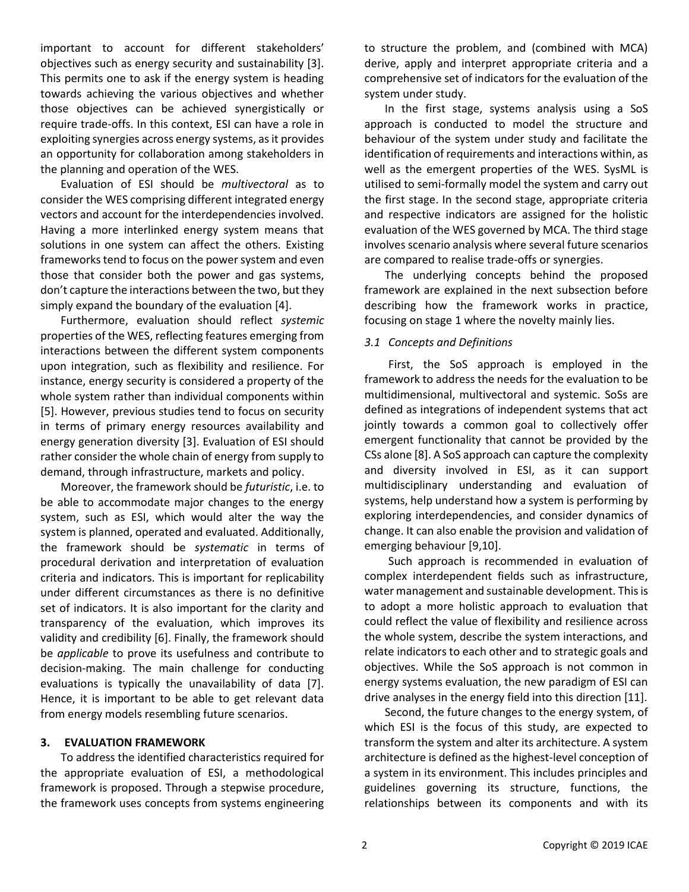important to account for different stakeholders' objectives such as energy security and sustainability [3]. This permits one to ask if the energy system is heading towards achieving the various objectives and whether those objectives can be achieved synergistically or require trade-offs. In this context, ESI can have a role in exploiting synergies across energy systems, as it provides an opportunity for collaboration among stakeholders in the planning and operation of the WES.

Evaluation of ESI should be *multivectoral* as to consider the WES comprising different integrated energy vectors and account for the interdependencies involved. Having a more interlinked energy system means that solutions in one system can affect the others. Existing frameworks tend to focus on the power system and even those that consider both the power and gas systems, don't capture the interactions between the two, but they simply expand the boundary of the evaluation [4].

Furthermore, evaluation should reflect *systemic* properties of the WES, reflecting features emerging from interactions between the different system components upon integration, such as flexibility and resilience. For instance, energy security is considered a property of the whole system rather than individual components within [5]. However, previous studies tend to focus on security in terms of primary energy resources availability and energy generation diversity [3]. Evaluation of ESI should rather consider the whole chain of energy from supply to demand, through infrastructure, markets and policy.

Moreover, the framework should be *futuristic*, i.e. to be able to accommodate major changes to the energy system, such as ESI, which would alter the way the system is planned, operated and evaluated. Additionally, the framework should be *systematic* in terms of procedural derivation and interpretation of evaluation criteria and indicators. This is important for replicability under different circumstances as there is no definitive set of indicators. It is also important for the clarity and transparency of the evaluation, which improves its validity and credibility [6]. Finally, the framework should be *applicable* to prove its usefulness and contribute to decision-making. The main challenge for conducting evaluations is typically the unavailability of data [7]. Hence, it is important to be able to get relevant data from energy models resembling future scenarios.

## 3. EVALUATION FRAMEWORK

To address the identified characteristics required for the appropriate evaluation of ESI, a methodological framework is proposed. Through a stepwise procedure, the framework uses concepts from systems engineering to structure the problem, and (combined with MCA) derive, apply and interpret appropriate criteria and a comprehensive set of indicators for the evaluation of the system under study.

In the first stage, systems analysis using a SoS approach is conducted to model the structure and behaviour of the system under study and facilitate the identification of requirements and interactions within, as well as the emergent properties of the WES. SysML is utilised to semi-formally model the system and carry out the first stage. In the second stage, appropriate criteria and respective indicators are assigned for the holistic evaluation of the WES governed by MCA. The third stage involves scenario analysis where several future scenarios are compared to realise trade-offs or synergies.

The underlying concepts behind the proposed framework are explained in the next subsection before describing how the framework works in practice, focusing on stage 1 where the novelty mainly lies.

### *3.1 Concepts and Definitions*

First, the SoS approach is employed in the framework to address the needs for the evaluation to be multidimensional, multivectoral and systemic. SoSs are defined as integrations of independent systems that act jointly towards a common goal to collectively offer emergent functionality that cannot be provided by the CSs alone [8]. A SoS approach can capture the complexity and diversity involved in ESI, as it can support multidisciplinary understanding and evaluation of systems, help understand how a system is performing by exploring interdependencies, and consider dynamics of change. It can also enable the provision and validation of emerging behaviour [9,10].

Such approach is recommended in evaluation of complex interdependent fields such as infrastructure, water management and sustainable development. This is to adopt a more holistic approach to evaluation that could reflect the value of flexibility and resilience across the whole system, describe the system interactions, and relate indicators to each other and to strategic goals and objectives. While the SoS approach is not common in energy systems evaluation, the new paradigm of ESI can drive analyses in the energy field into this direction [11].

Second, the future changes to the energy system, of which ESI is the focus of this study, are expected to transform the system and alter its architecture. A system architecture is defined as the highest-level conception of a system in its environment. This includes principles and guidelines governing its structure, functions, the relationships between its components and with its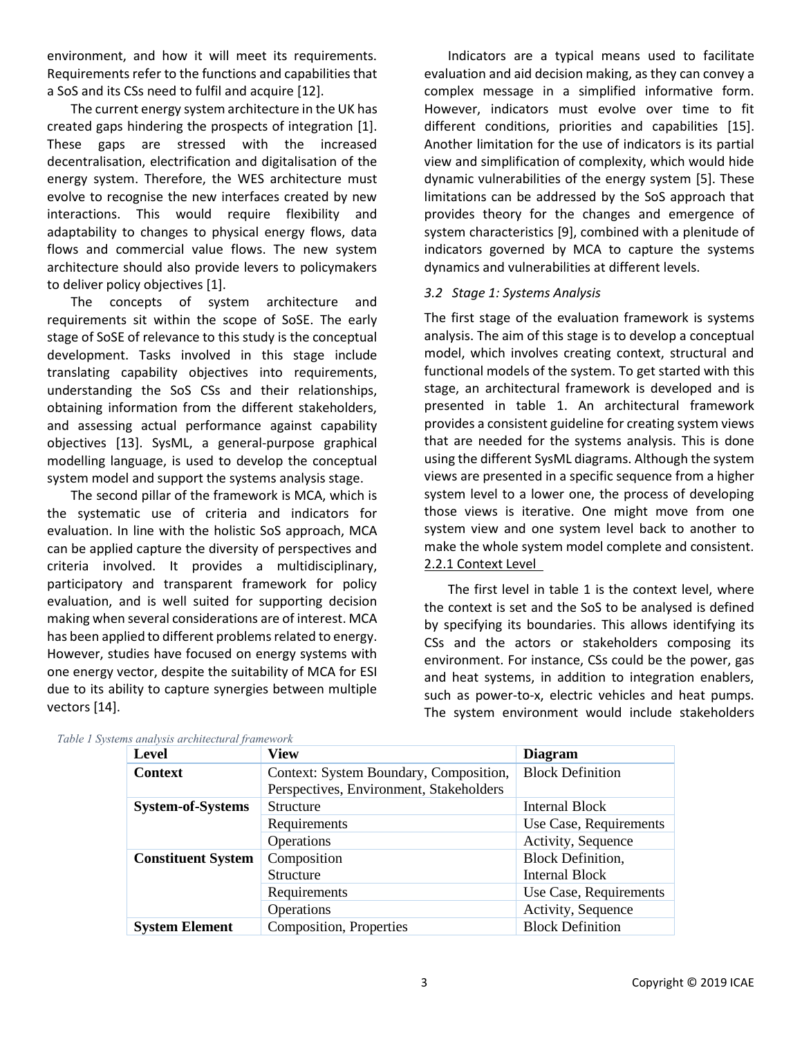environment, and how it will meet its requirements. Requirements refer to the functions and capabilities that a SoS and its CSs need to fulfil and acquire [12].

The current energy system architecture in the UK has created gaps hindering the prospects of integration [1]. These gaps are stressed with the increased decentralisation, electrification and digitalisation of the energy system. Therefore, the WES architecture must evolve to recognise the new interfaces created by new interactions. This would require flexibility and adaptability to changes to physical energy flows, data flows and commercial value flows. The new system architecture should also provide levers to policymakers to deliver policy objectives [1].

The concepts of system architecture and requirements sit within the scope of SoSE. The early stage of SoSE of relevance to this study is the conceptual development. Tasks involved in this stage include translating capability objectives into requirements, understanding the SoS CSs and their relationships, obtaining information from the different stakeholders, and assessing actual performance against capability objectives [13]. SysML, a general-purpose graphical modelling language, is used to develop the conceptual system model and support the systems analysis stage.

The second pillar of the framework is MCA, which is the systematic use of criteria and indicators for evaluation. In line with the holistic SoS approach, MCA can be applied capture the diversity of perspectives and criteria involved. It provides a multidisciplinary, participatory and transparent framework for policy evaluation, and is well suited for supporting decision making when several considerations are of interest. MCA has been applied to different problems related to energy. However, studies have focused on energy systems with one energy vector, despite the suitability of MCA for ESI due to its ability to capture synergies between multiple vectors [14].

Indicators are a typical means used to facilitate evaluation and aid decision making, as they can convey a complex message in a simplified informative form. However, indicators must evolve over time to fit different conditions, priorities and capabilities [15]. Another limitation for the use of indicators is its partial view and simplification of complexity, which would hide dynamic vulnerabilities of the energy system [5]. These limitations can be addressed by the SoS approach that provides theory for the changes and emergence of system characteristics [9], combined with a plenitude of indicators governed by MCA to capture the systems dynamics and vulnerabilities at different levels.

### *3.2 Stage 1: Systems Analysis*

The first stage of the evaluation framework is systems analysis. The aim of this stage is to develop a conceptual model, which involves creating context, structural and functional models of the system. To get started with this stage, an architectural framework is developed and is presented in table 1. An architectural framework provides a consistent guideline for creating system views that are needed for the systems analysis. This is done using the different SysML diagrams. Although the system views are presented in a specific sequence from a higher system level to a lower one, the process of developing those views is iterative. One might move from one system view and one system level back to another to make the whole system model complete and consistent.

#### 2.2.1 Context Level

The first level in table 1 is the context level, where the context is set and the SoS to be analysed is defined by specifying its boundaries. This allows identifying its CSs and the actors or stakeholders composing its environment. For instance, CSs could be the power, gas and heat systems, in addition to integration enablers, such as power-to-x, electric vehicles and heat pumps. The system environment would include stakeholders

*Table 1 Systems analysis architectural framework*

| Level | View | Diagram |
|---|---|---|
| **Context** | Context: System Boundary, Composition, Perspectives, Environment, Stakeholders | Block Definition |
| **System-of-Systems** | Structure | Internal Block |
| | Requirements | Use Case, Requirements |
| | Operations | Activity, Sequence |
| **Constituent System** | Composition | Block Definition, |
| | Structure | Internal Block |
| | Requirements | Use Case, Requirements |
| | Operations | Activity, Sequence |
| **System Element** | Composition, Properties | Block Definition |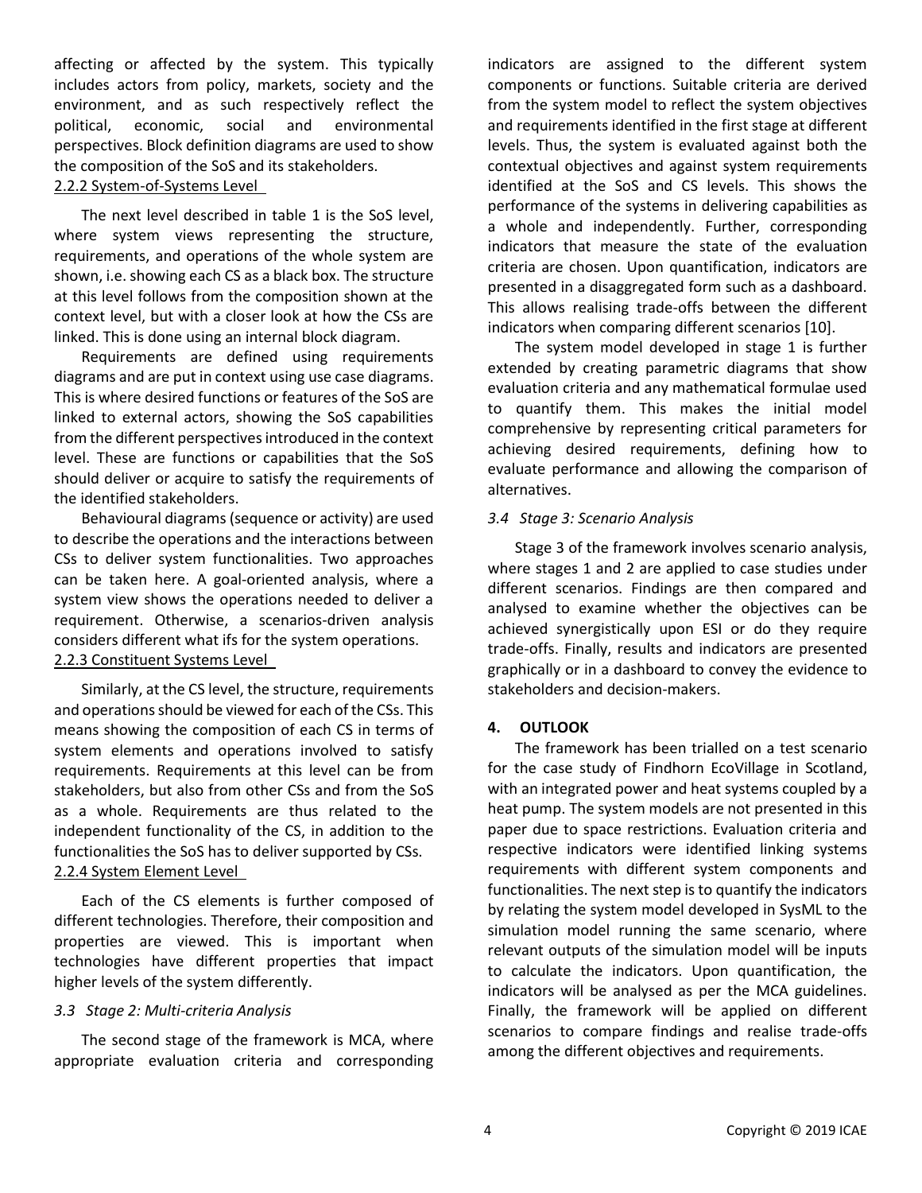affecting or affected by the system. This typically includes actors from policy, markets, society and the environment, and as such respectively reflect the political, economic, social and environmental perspectives. Block definition diagrams are used to show the composition of the SoS and its stakeholders.

#### 2.2.2 System-of-Systems Level

The next level described in table 1 is the SoS level, where system views representing the structure, requirements, and operations of the whole system are shown, i.e. showing each CS as a black box. The structure at this level follows from the composition shown at the context level, but with a closer look at how the CSs are linked. This is done using an internal block diagram.

Requirements are defined using requirements diagrams and are put in context using use case diagrams. This is where desired functions or features of the SoS are linked to external actors, showing the SoS capabilities from the different perspectives introduced in the context level. These are functions or capabilities that the SoS should deliver or acquire to satisfy the requirements of the identified stakeholders.

Behavioural diagrams (sequence or activity) are used to describe the operations and the interactions between CSs to deliver system functionalities. Two approaches can be taken here. A goal-oriented analysis, where a system view shows the operations needed to deliver a requirement. Otherwise, a scenarios-driven analysis considers different what ifs for the system operations.

#### 2.2.3 Constituent Systems Level

Similarly, at the CS level, the structure, requirements and operations should be viewed for each of the CSs. This means showing the composition of each CS in terms of system elements and operations involved to satisfy requirements. Requirements at this level can be from stakeholders, but also from other CSs and from the SoS as a whole. Requirements are thus related to the independent functionality of the CS, in addition to the functionalities the SoS has to deliver supported by CSs.

#### 2.2.4 System Element Level

Each of the CS elements is further composed of different technologies. Therefore, their composition and properties are viewed. This is important when technologies have different properties that impact higher levels of the system differently.

### *3.3 Stage 2: Multi-criteria Analysis*

The second stage of the framework is MCA, where appropriate evaluation criteria and corresponding indicators are assigned to the different system components or functions. Suitable criteria are derived from the system model to reflect the system objectives and requirements identified in the first stage at different levels. Thus, the system is evaluated against both the contextual objectives and against system requirements identified at the SoS and CS levels. This shows the performance of the systems in delivering capabilities as a whole and independently. Further, corresponding indicators that measure the state of the evaluation criteria are chosen. Upon quantification, indicators are presented in a disaggregated form such as a dashboard. This allows realising trade-offs between the different indicators when comparing different scenarios [10].

The system model developed in stage 1 is further extended by creating parametric diagrams that show evaluation criteria and any mathematical formulae used to quantify them. This makes the initial model comprehensive by representing critical parameters for achieving desired requirements, defining how to evaluate performance and allowing the comparison of alternatives.

### *3.4 Stage 3: Scenario Analysis*

Stage 3 of the framework involves scenario analysis, where stages 1 and 2 are applied to case studies under different scenarios. Findings are then compared and analysed to examine whether the objectives can be achieved synergistically upon ESI or do they require trade-offs. Finally, results and indicators are presented graphically or in a dashboard to convey the evidence to stakeholders and decision-makers.

## 4. OUTLOOK

The framework has been trialled on a test scenario for the case study of Findhorn EcoVillage in Scotland, with an integrated power and heat systems coupled by a heat pump. The system models are not presented in this paper due to space restrictions. Evaluation criteria and respective indicators were identified linking systems requirements with different system components and functionalities. The next step is to quantify the indicators by relating the system model developed in SysML to the simulation model running the same scenario, where relevant outputs of the simulation model will be inputs to calculate the indicators. Upon quantification, the indicators will be analysed as per the MCA guidelines. Finally, the framework will be applied on different scenarios to compare findings and realise trade-offs among the different objectives and requirements.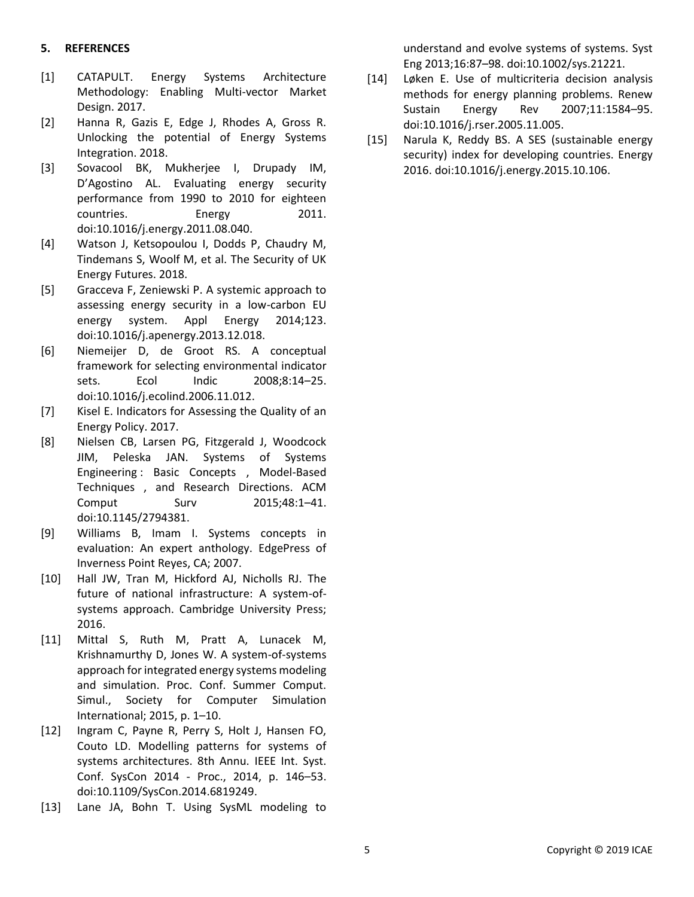## 5. REFERENCES

[1] CATAPULT. Energy Systems Architecture Methodology: Enabling Multi-vector Market Design. 2017.

[2] Hanna R, Gazis E, Edge J, Rhodes A, Gross R. Unlocking the potential of Energy Systems Integration. 2018.

[3] Sovacool BK, Mukherjee I, Drupady IM, D'Agostino AL. Evaluating energy security performance from 1990 to 2010 for eighteen countries. Energy 2011. doi:10.1016/j.energy.2011.08.040.

[4] Watson J, Ketsopoulou I, Dodds P, Chaudry M, Tindemans S, Woolf M, et al. The Security of UK Energy Futures. 2018.

[5] Gracceva F, Zeniewski P. A systemic approach to assessing energy security in a low-carbon EU energy system. Appl Energy 2014;123. doi:10.1016/j.apenergy.2013.12.018.

[6] Niemeijer D, de Groot RS. A conceptual framework for selecting environmental indicator sets. Ecol Indic 2008;8:14–25. doi:10.1016/j.ecolind.2006.11.012.

[7] Kisel E. Indicators for Assessing the Quality of an Energy Policy. 2017.

[8] Nielsen CB, Larsen PG, Fitzgerald J, Woodcock JIM, Peleska JAN. Systems of Systems Engineering : Basic Concepts , Model-Based Techniques , and Research Directions. ACM Comput Surv 2015;48:1–41. doi:10.1145/2794381.

[9] Williams B, Imam I. Systems concepts in evaluation: An expert anthology. EdgePress of Inverness Point Reyes, CA; 2007.

[10] Hall JW, Tran M, Hickford AJ, Nicholls RJ. The future of national infrastructure: A system-of-systems approach. Cambridge University Press; 2016.

[11] Mittal S, Ruth M, Pratt A, Lunacek M, Krishnamurthy D, Jones W. A system-of-systems approach for integrated energy systems modeling and simulation. Proc. Conf. Summer Comput. Simul., Society for Computer Simulation International; 2015, p. 1–10.

[12] Ingram C, Payne R, Perry S, Holt J, Hansen FO, Couto LD. Modelling patterns for systems of systems architectures. 8th Annu. IEEE Int. Syst. Conf. SysCon 2014 - Proc., 2014, p. 146–53. doi:10.1109/SysCon.2014.6819249.

[13] Lane JA, Bohn T. Using SysML modeling to understand and evolve systems of systems. Syst Eng 2013;16:87–98. doi:10.1002/sys.21221.

[14] Løken E. Use of multicriteria decision analysis methods for energy planning problems. Renew Sustain Energy Rev 2007;11:1584–95. doi:10.1016/j.rser.2005.11.005.

[15] Narula K, Reddy BS. A SES (sustainable energy security) index for developing countries. Energy 2016. doi:10.1016/j.energy.2015.10.106.